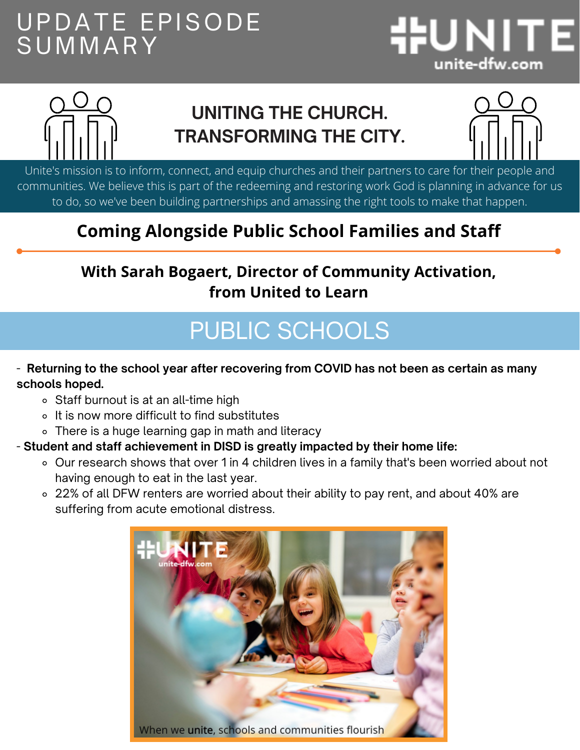# UPDATE EPISODE SUMMARY

UNITE
unite-dfw.com

## UNITING THE CHURCH. TRANSFORMING THE CITY.

Unite's mission is to inform, connect, and equip churches and their partners to care for their people and communities. We believe this is part of the redeeming and restoring work God is planning in advance for us to do, so we've been building partnerships and amassing the right tools to make that happen.

## Coming Alongside Public School Families and Staff

### With Sarah Bogaert, Director of Community Activation, from United to Learn

## PUBLIC SCHOOLS

- **Returning to the school year after recovering from COVID has not been as certain as many schools hoped.**
  - Staff burnout is at an all-time high
  - It is now more difficult to find substitutes
  - There is a huge learning gap in math and literacy
- **Student and staff achievement in DISD is greatly impacted by their home life:**
  - Our research shows that over 1 in 4 children lives in a family that's been worried about not having enough to eat in the last year.
  - 22% of all DFW renters are worried about their ability to pay rent, and about 40% are suffering from acute emotional distress.

When we **unite**, schools and communities flourish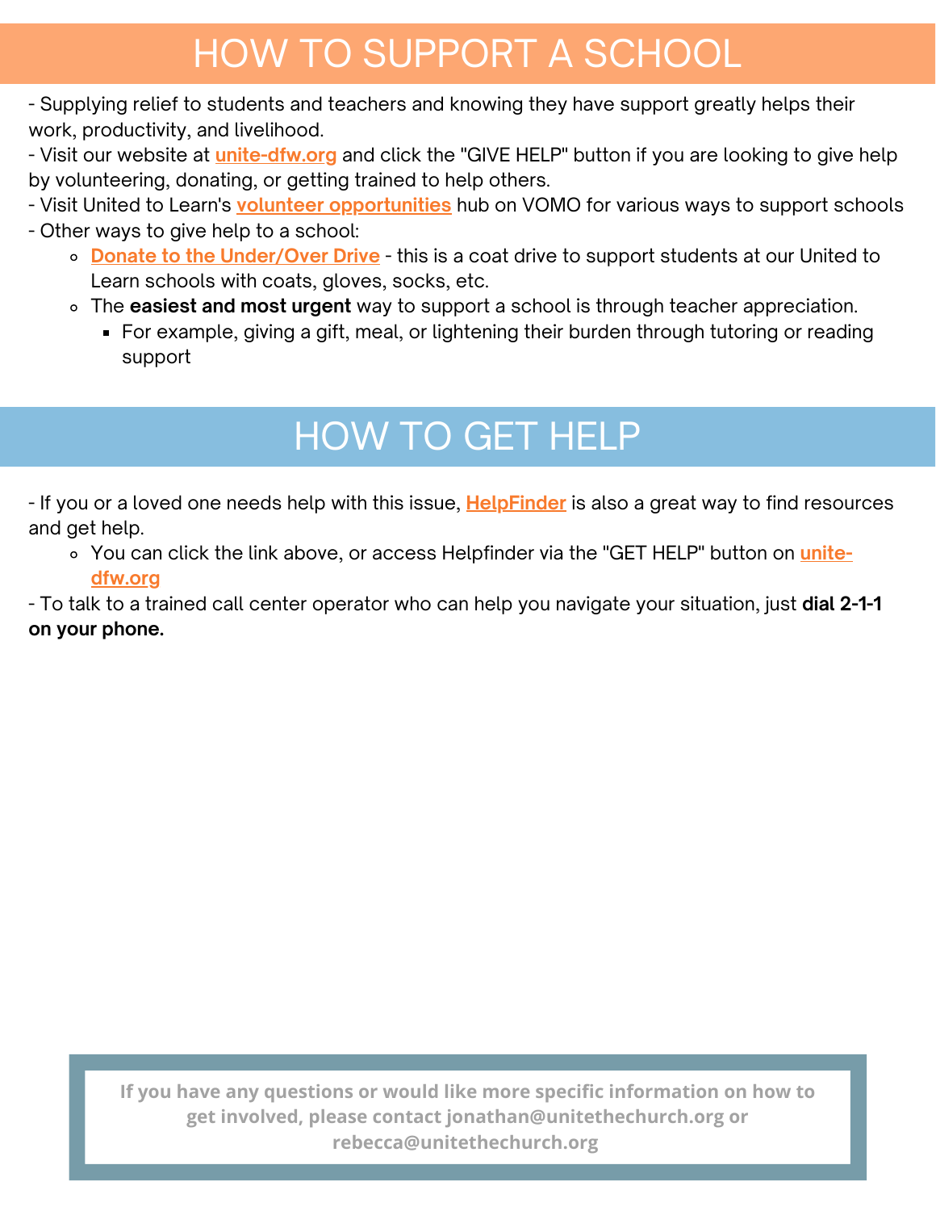# HOW TO SUPPORT A SCHOOL

- Supplying relief to students and teachers and knowing they have support greatly helps their work, productivity, and livelihood.
- Visit our website at **unite-dfw.org** and click the "GIVE HELP" button if you are looking to give help by volunteering, donating, or getting trained to help others.
- Visit United to Learn's **volunteer opportunities** hub on VOMO for various ways to support schools
- Other ways to give help to a school:
  - **Donate to the Under/Over Drive** - this is a coat drive to support students at our United to Learn schools with coats, gloves, socks, etc.
  - The **easiest and most urgent** way to support a school is through teacher appreciation.
    - For example, giving a gift, meal, or lightening their burden through tutoring or reading support

# HOW TO GET HELP

- If you or a loved one needs help with this issue, **HelpFinder** is also a great way to find resources and get help.
  - You can click the link above, or access Helpfinder via the "GET HELP" button on **unite-dfw.org**
- To talk to a trained call center operator who can help you navigate your situation, just **dial 2-1-1 on your phone.**

**If you have any questions or would like more specific information on how to get involved, please contact jonathan@unitethechurch.org or rebecca@unitethechurch.org**